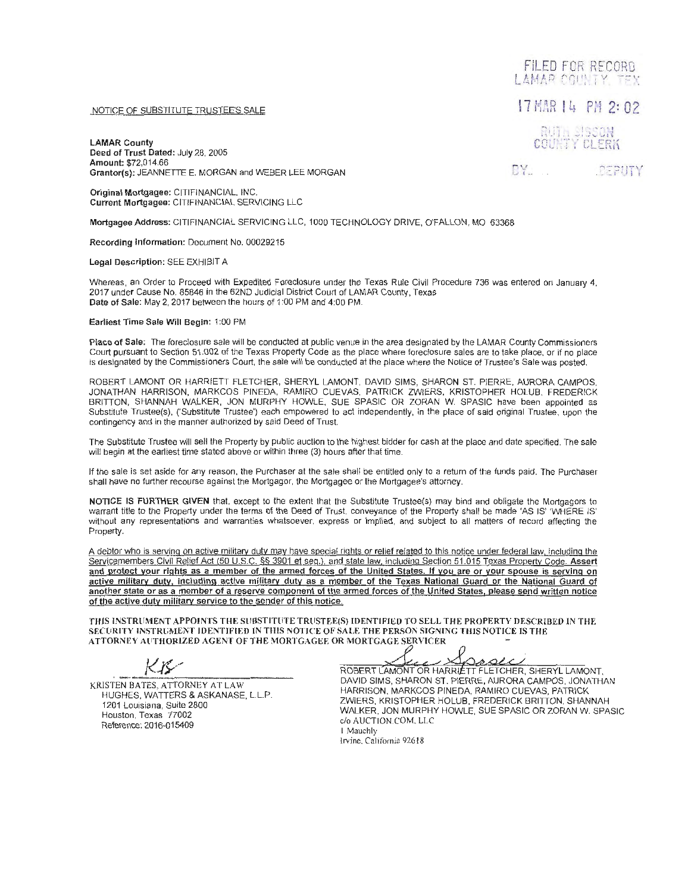FILED FOR RECORD
LAMAR COUNTY, TEX

17 MAR 14 PM 2:02

RUTH SISSON
COUNTY CLERK

BY_______ DEPUTY

NOTICE OF SUBSTITUTE TRUSTEE'S SALE

**LAMAR County**
**Deed of Trust Dated:** July 28, 2005
**Amount:** $72,014.66
**Grantor(s):** JEANNETTE E. MORGAN and WEBER LEE MORGAN

**Original Mortgagee:** CITIFINANCIAL, INC.
**Current Mortgagee:** CITIFINANCIAL SERVICING LLC

**Mortgagee Address:** CITIFINANCIAL SERVICING LLC, 1000 TECHNOLOGY DRIVE, O'FALLON, MO 63368

**Recording Information:** Document No. 00029215

**Legal Description:** SEE EXHIBIT A

Whereas, an Order to Proceed with Expedited Foreclosure under the Texas Rule Civil Procedure 736 was entered on January 4, 2017 under Cause No. 85846 in the 62ND Judicial District Court of LAMAR County, Texas
**Date of Sale:** May 2, 2017 between the hours of 1:00 PM and 4:00 PM.

**Earliest Time Sale Will Begin:** 1:00 PM

**Place of Sale:** The foreclosure sale will be conducted at public venue in the area designated by the LAMAR County Commissioners Court pursuant to Section 51.002 of the Texas Property Code as the place where foreclosure sales are to take place, or if no place is designated by the Commissioners Court, the sale will be conducted at the place where the Notice of Trustee's Sale was posted.

ROBERT LAMONT OR HARRIETT FLETCHER, SHERYL LAMONT, DAVID SIMS, SHARON ST. PIERRE, AURORA CAMPOS, JONATHAN HARRISON, MARKCOS PINEDA, RAMIRO CUEVAS, PATRICK ZWIERS, KRISTOPHER HOLUB, FREDERICK BRITTON, SHANNAH WALKER, JON MURPHY HOWLE, SUE SPASIC OR ZORAN W. SPASIC have been appointed as Substitute Trustee(s), ('Substitute Trustee') each empowered to act independently, in the place of said original Trustee, upon the contingency and in the manner authorized by said Deed of Trust.

The Substitute Trustee will sell the Property by public auction to the highest bidder for cash at the place and date specified. The sale will begin at the earliest time stated above or within three (3) hours after that time.

If the sale is set aside for any reason, the Purchaser at the sale shall be entitled only to a return of the funds paid. The Purchaser shall have no further recourse against the Mortgagor, the Mortgagee or the Mortgagee's attorney.

**NOTICE IS FURTHER GIVEN** that, except to the extent that the Substitute Trustee(s) may bind and obligate the Mortgagors to warrant title to the Property under the terms of the Deed of Trust, conveyance of the Property shall be made 'AS IS' 'WHERE IS' without any representations and warranties whatsoever, express or implied, and subject to all matters of record affecting the Property.

A debtor who is serving on active military duty may have special rights or relief related to this notice under federal law, including the Servicemembers Civil Relief Act (50 U.S.C. §§ 3901 et seq.), and state law, including Section 51.015 Texas Property Code. **Assert and protect your rights as a member of the armed forces of the United States. If you are or your spouse is serving on active military duty, including active military duty as a member of the Texas National Guard or the National Guard of another state or as a member of a reserve component of the armed forces of the United States, please send written notice of the active duty military service to the sender of this notice.**

THIS INSTRUMENT APPOINTS THE SUBSTITUTE TRUSTEE(S) IDENTIFIED TO SELL THE PROPERTY DESCRIBED IN THE SECURITY INSTRUMENT IDENTIFIED IN THIS NOTICE OF SALE THE PERSON SIGNING THIS NOTICE IS THE ATTORNEY AUTHORIZED AGENT OF THE MORTGAGEE OR MORTGAGE SERVICER

KB

KRISTEN BATES, ATTORNEY AT LAW
HUGHES, WATTERS & ASKANASE, L.L.P.
1201 Louisiana, Suite 2800
Houston, Texas 77002
Reference: 2016-015409

Sue Spasic

ROBERT LAMONT OR HARRIETT FLETCHER, SHERYL LAMONT, DAVID SIMS, SHARON ST. PIERRE, AURORA CAMPOS, JONATHAN HARRISON, MARKCOS PINEDA, RAMIRO CUEVAS, PATRICK ZWIERS, KRISTOPHER HOLUB, FREDERICK BRITTON, SHANNAH WALKER, JON MURPHY HOWLE, SUE SPASIC OR ZORAN W. SPASIC
c/o AUCTION.COM, LLC
1 Mauchly
Irvine, California 92618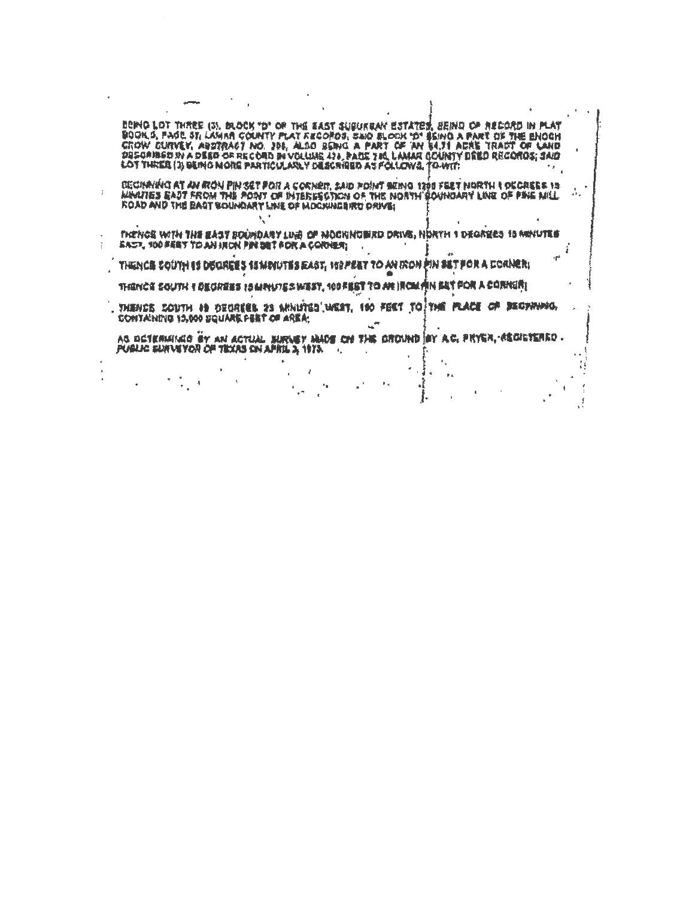BEING LOT THREE (3), BLOCK "D" OF THE EAST SUBURBAN ESTATES, BEING OF RECORD IN PLAT BOOK 5, PAGE 37, LAMAR COUNTY PLAT RECORDS, SAID BLOCK "D" BEING A PART OF THE ENOCH CROW SURVEY, ABSTRACT NO. 200, ALSO BEING A PART OF AN 64.71 ACRE TRACT OF LAND DESCRIBED IN A DEED OF RECORD IN VOLUME 424, PAGE 786, LAMAR COUNTY DEED RECORDS; SAID LOT THREE (3) BEING MORE PARTICULARLY DESCRIBED AS FOLLOWS, TO-WIT:

BEGINNING AT AN IRON PIN SET FOR A CORNER, SAID POINT BEING 1200 FEET NORTH 1 DEGREES 15 MINUTES EAST FROM THE POINT OF INTERSECTION OF THE NORTH BOUNDARY LINE OF PINE MILL ROAD AND THE EAST BOUNDARY LINE OF MOCKINGBIRD DRIVE;

THENCE WITH THE EAST BOUNDARY LINE OF MOCKINGBIRD DRIVE, NORTH 1 DEGREES 15 MINUTES EAST, 100 FEET TO AN IRON PIN SET FOR A CORNER;

THENCE SOUTH 89 DEGREES 15 MINUTES EAST, 150 FEET TO AN IRON PIN SET FOR A CORNER;

THENCE SOUTH 1 DEGREES 15 MINUTES WEST, 100 FEET TO AN IRON PIN SET FOR A CORNER;

THENCE SOUTH 89 DEGREES 25 MINUTES WEST, 150 FEET TO THE PLACE OF BEGINNING, CONTAINING 15,000 SQUARE FEET OF AREA;

AS DETERMINED BY AN ACTUAL SURVEY MADE ON THE GROUND BY A.C. PRYER, REGISTERED PUBLIC SURVEYOR OF TEXAS ON APRIL 3, 1973.